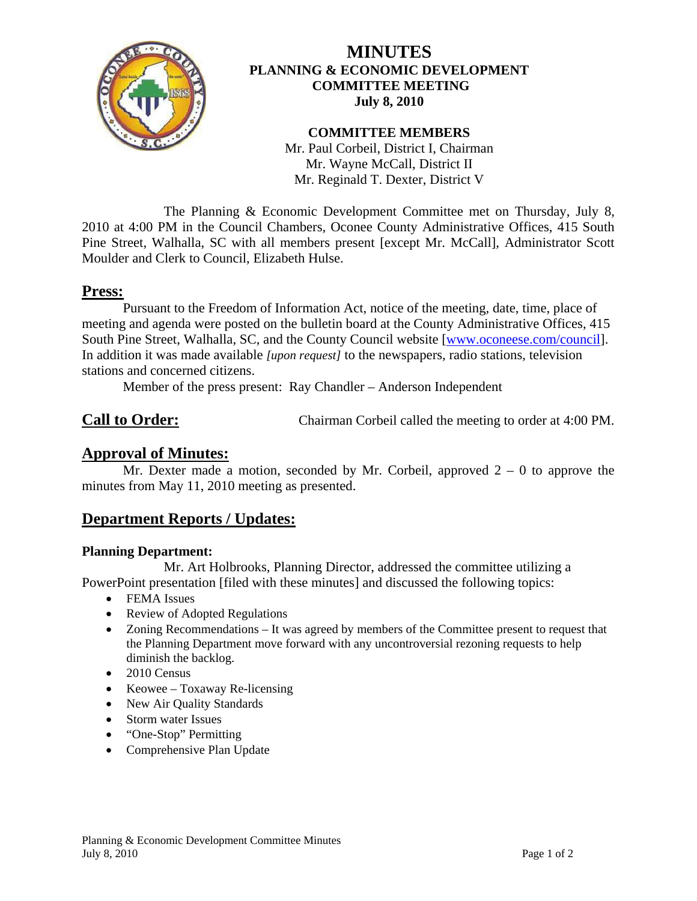# MINUTES

## PLANNING & ECONOMIC DEVELOPMENT COMMITTEE MEETING

**July 8, 2010**

**COMMITTEE MEMBERS**

Mr. Paul Corbeil, District I, Chairman
Mr. Wayne McCall, District II
Mr. Reginald T. Dexter, District V

The Planning & Economic Development Committee met on Thursday, July 8, 2010 at 4:00 PM in the Council Chambers, Oconee County Administrative Offices, 415 South Pine Street, Walhalla, SC with all members present [except Mr. McCall], Administrator Scott Moulder and Clerk to Council, Elizabeth Hulse.

## Press:

Pursuant to the Freedom of Information Act, notice of the meeting, date, time, place of meeting and agenda were posted on the bulletin board at the County Administrative Offices, 415 South Pine Street, Walhalla, SC, and the County Council website [www.oconeese.com/council]. In addition it was made available *[upon request]* to the newspapers, radio stations, television stations and concerned citizens.

Member of the press present: Ray Chandler – Anderson Independent

## Call to Order:

Chairman Corbeil called the meeting to order at 4:00 PM.

## Approval of Minutes:

Mr. Dexter made a motion, seconded by Mr. Corbeil, approved 2 – 0 to approve the minutes from May 11, 2010 meeting as presented.

## Department Reports / Updates:

### Planning Department:

Mr. Art Holbrooks, Planning Director, addressed the committee utilizing a PowerPoint presentation [filed with these minutes] and discussed the following topics:

- FEMA Issues
- Review of Adopted Regulations
- Zoning Recommendations – It was agreed by members of the Committee present to request that the Planning Department move forward with any uncontroversial rezoning requests to help diminish the backlog.
- 2010 Census
- Keowee – Toxaway Re-licensing
- New Air Quality Standards
- Storm water Issues
- "One-Stop" Permitting
- Comprehensive Plan Update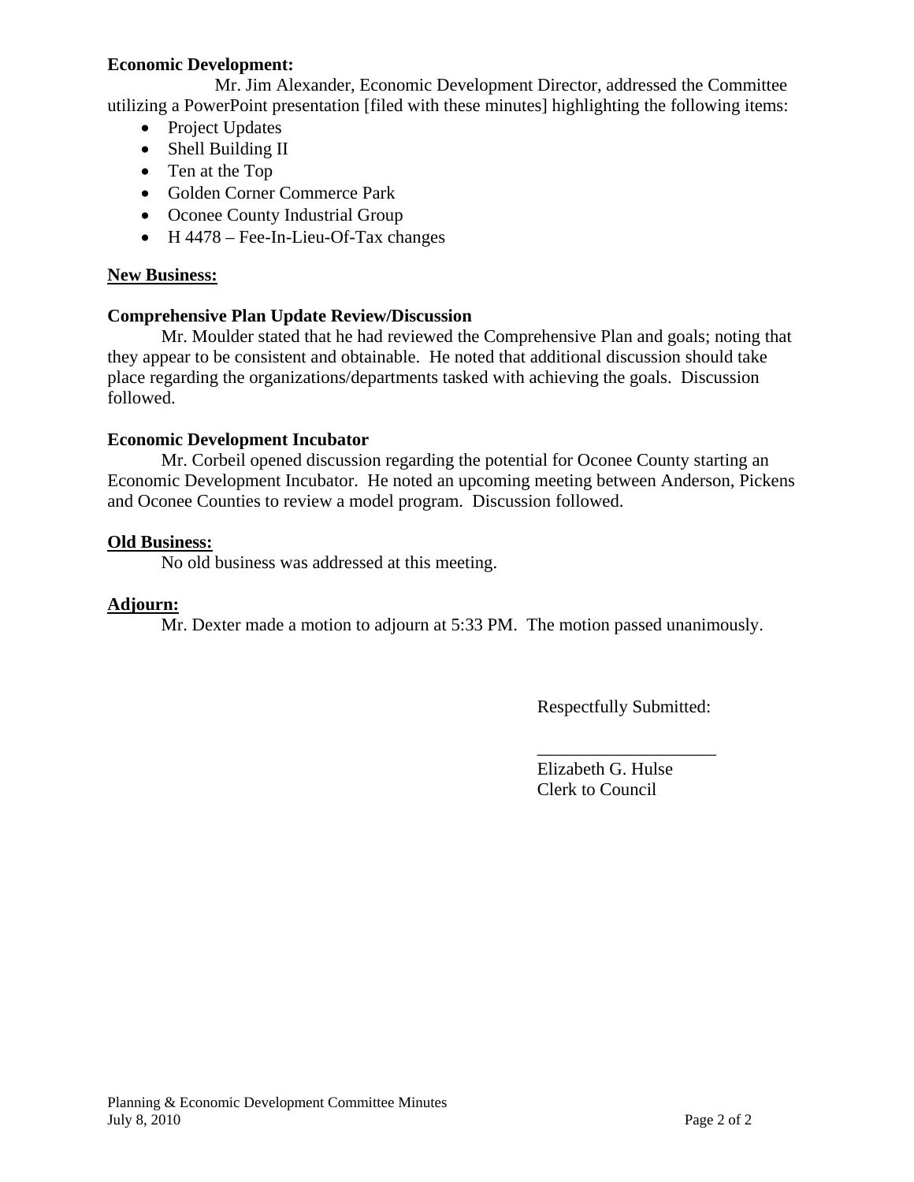**Economic Development:**

Mr. Jim Alexander, Economic Development Director, addressed the Committee utilizing a PowerPoint presentation [filed with these minutes] highlighting the following items:

- Project Updates
- Shell Building II
- Ten at the Top
- Golden Corner Commerce Park
- Oconee County Industrial Group
- H 4478 – Fee-In-Lieu-Of-Tax changes

**New Business:**

**Comprehensive Plan Update Review/Discussion**

Mr. Moulder stated that he had reviewed the Comprehensive Plan and goals; noting that they appear to be consistent and obtainable. He noted that additional discussion should take place regarding the organizations/departments tasked with achieving the goals. Discussion followed.

**Economic Development Incubator**

Mr. Corbeil opened discussion regarding the potential for Oconee County starting an Economic Development Incubator. He noted an upcoming meeting between Anderson, Pickens and Oconee Counties to review a model program. Discussion followed.

**Old Business:**

No old business was addressed at this meeting.

**Adjourn:**

Mr. Dexter made a motion to adjourn at 5:33 PM. The motion passed unanimously.

Respectfully Submitted:

\_\_\_\_\_\_\_\_\_\_\_\_\_\_\_\_\_\_\_\_

Elizabeth G. Hulse
Clerk to Council